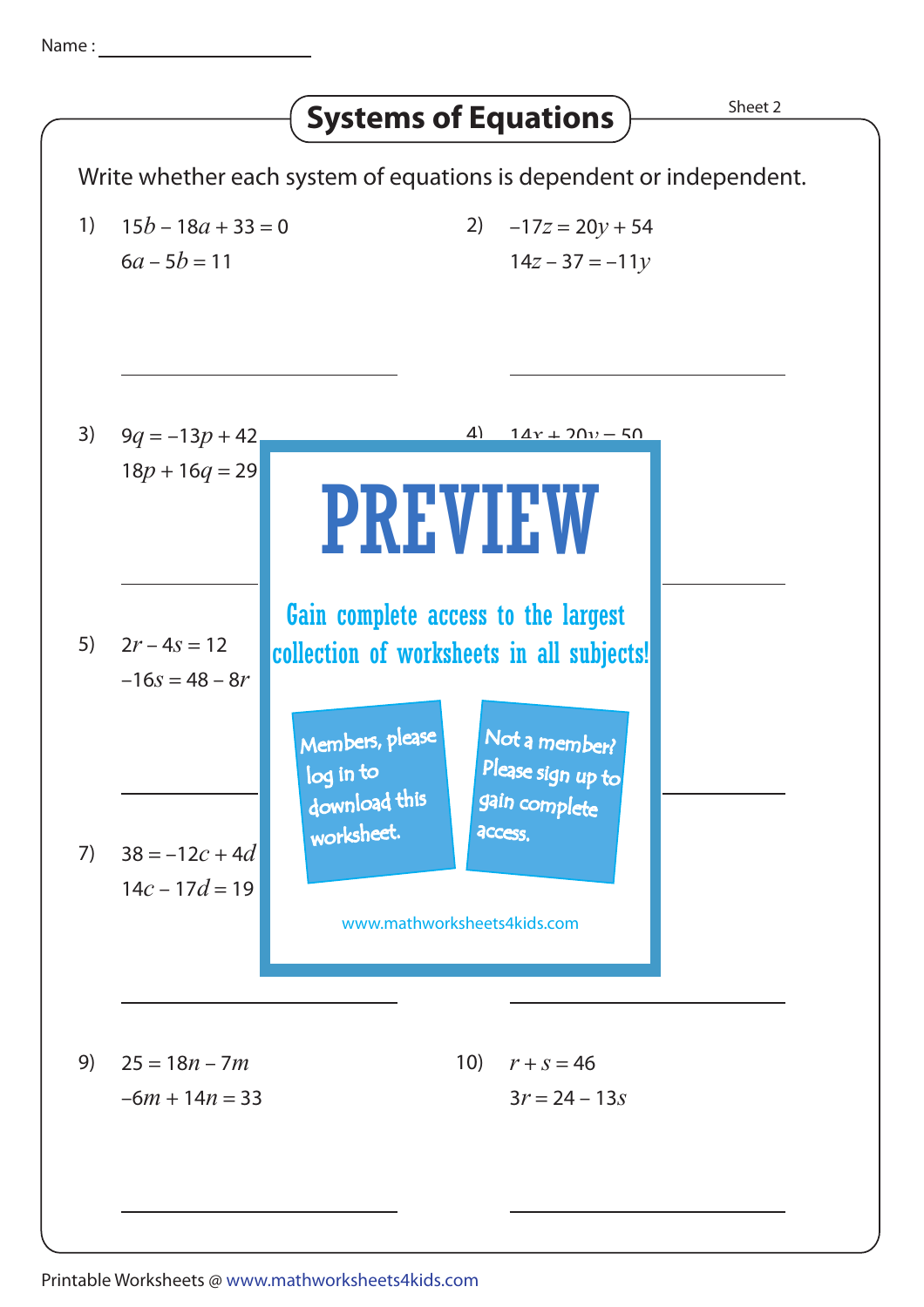Name : ____________________

# Systems of Equations

Sheet 2

Write whether each system of equations is dependent or independent.

1) $15b - 18a + 33 = 0$
$6a - 5b = 11$

______________________

2) $-17z = 20y + 54$
$14z - 37 = -11y$

______________________

3) $9q = -13p + 42$
$18p + 16q = 29$

______________________

4) $14x + 20y = 50$

______________________

5) $2r - 4s = 12$
$-16s = 48 - 8r$

______________________

______________________

7) $38 = -12c + 4d$
$14c - 17d = 19$

______________________

______________________

9) $25 = 18n - 7m$
$-6m + 14n = 33$

______________________

10) $r + s = 46$
$3r = 24 - 13s$

______________________

PREVIEW

Gain complete access to the largest collection of worksheets in all subjects!

Members, please log in to download this worksheet.

Not a member? Please sign up to gain complete access.

www.mathworksheets4kids.com

Printable Worksheets @ www.mathworksheets4kids.com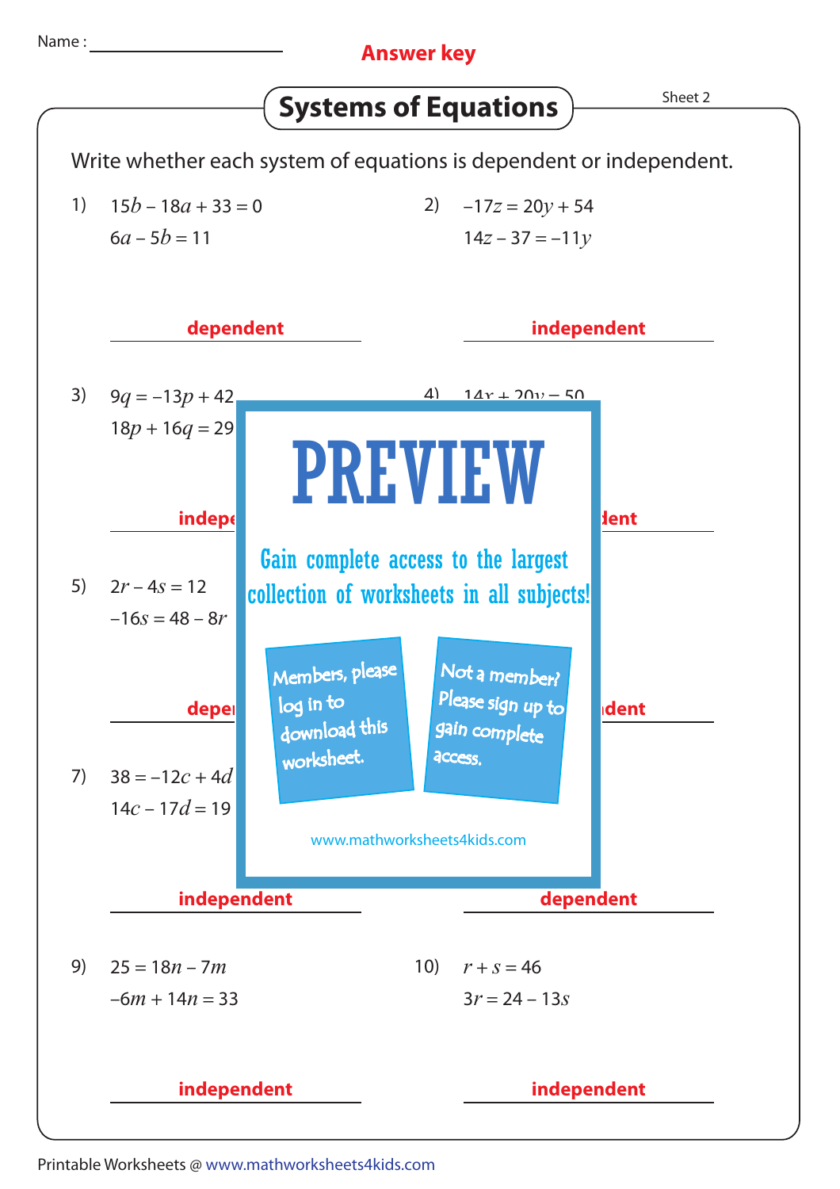Name : \_\_\_\_\_\_\_\_\_\_\_\_\_\_\_\_\_\_\_\_

**Answer key**

# Systems of Equations

Sheet 2

Write whether each system of equations is dependent or independent.

1) $15b - 18a + 33 = 0$
$6a - 5b = 11$

**dependent**

2) $-17z = 20y + 54$
$14z - 37 = -11y$

**independent**

3) $9q = -13p + 42$
$18p + 16q = 29$

**indepe**

4) $14x + 20y = 50$

**dent**

5) $2r - 4s = 12$
$-16s = 48 - 8r$

**depe**

**dent**

7) $38 = -12c + 4d$
$14c - 17d = 19$

**independent**

**dependent**

PREVIEW

Gain complete access to the largest collection of worksheets in all subjects!

Members, please log in to download this worksheet.

Not a member? Please sign up to gain complete access.

www.mathworksheets4kids.com

9) $25 = 18n - 7m$
$-6m + 14n = 33$

**independent**

10) $r + s = 46$
$3r = 24 - 13s$

**independent**

Printable Worksheets @ www.mathworksheets4kids.com